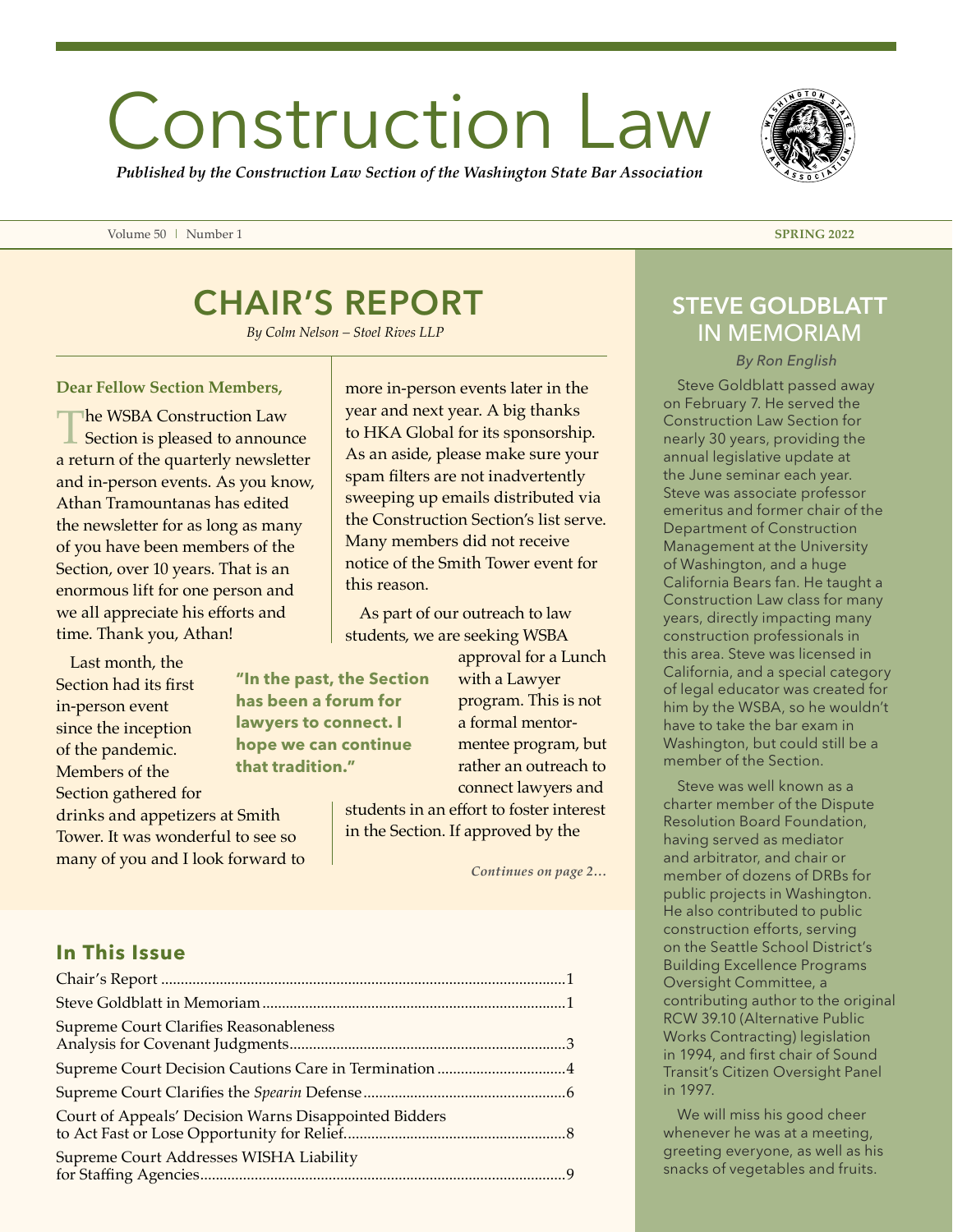# Construction Law

*Published by the Construction Law Section of the Washington State Bar Association*

Volume 50 | Number 1 **SPRING 2022**

## CHAIR'S REPORT

*By Colm Nelson – Stoel Rives LLP*

**Dear Fellow Section Members,**

The WSBA Construction Law Section is pleased to announce a return of the quarterly newsletter and in-person events. As you know, Athan Tramountanas has edited the newsletter for as long as many of you have been members of the Section, over 10 years. That is an enormous lift for one person and we all appreciate his efforts and time. Thank you, Athan!

Last month, the Section had its first in-person event since the inception of the pandemic. Members of the Section gathered for drinks and appetizers at Smith Tower. It was wonderful to see so many of you and I look forward to more in-person events later in the year and next year. A big thanks to HKA Global for its sponsorship. As an aside, please make sure your spam filters are not inadvertently sweeping up emails distributed via the Construction Section's list serve. Many members did not receive notice of the Smith Tower event for this reason.

**"In the past, the Section has been a forum for lawyers to connect. I hope we can continue that tradition."**

As part of our outreach to law students, we are seeking WSBA approval for a Lunch with a Lawyer program. This is not a formal mentor-mentee program, but rather an outreach to connect lawyers and students in an effort to foster interest in the Section. If approved by the

*Continues on page 2…*

## STEVE GOLDBLATT IN MEMORIAM

*By Ron English*

Steve Goldblatt passed away on February 7. He served the Construction Law Section for nearly 30 years, providing the annual legislative update at the June seminar each year. Steve was associate professor emeritus and former chair of the Department of Construction Management at the University of Washington, and a huge California Bears fan. He taught a Construction Law class for many years, directly impacting many construction professionals in this area. Steve was licensed in California, and a special category of legal educator was created for him by the WSBA, so he wouldn't have to take the bar exam in Washington, but could still be a member of the Section.

Steve was well known as a charter member of the Dispute Resolution Board Foundation, having served as mediator and arbitrator, and chair or member of dozens of DRBs for public projects in Washington. He also contributed to public construction efforts, serving on the Seattle School District's Building Excellence Programs Oversight Committee, a contributing author to the original RCW 39.10 (Alternative Public Works Contracting) legislation in 1994, and first chair of Sound Transit's Citizen Oversight Panel in 1997.

We will miss his good cheer whenever he was at a meeting, greeting everyone, as well as his snacks of vegetables and fruits.

### In This Issue

| | |
|---|---|
| Chair's Report | 1 |
| Steve Goldblatt in Memoriam | 1 |
| Supreme Court Clarifies Reasonableness Analysis for Covenant Judgments | 3 |
| Supreme Court Decision Cautions Care in Termination | 4 |
| Supreme Court Clarifies the *Spearin* Defense | 6 |
| Court of Appeals' Decision Warns Disappointed Bidders to Act Fast or Lose Opportunity for Relief | 8 |
| Supreme Court Addresses WISHA Liability for Staffing Agencies | 9 |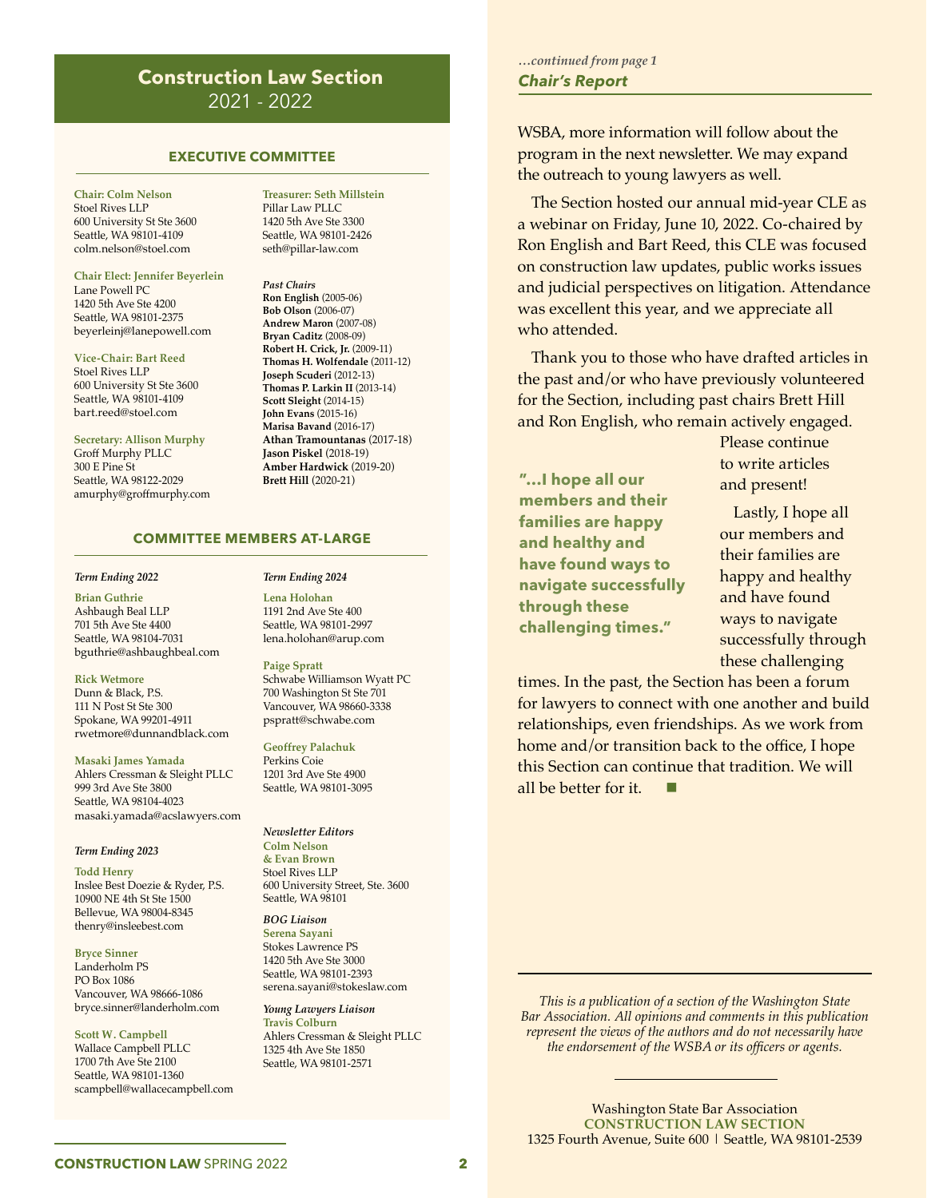# Construction Law Section 2021 - 2022

## EXECUTIVE COMMITTEE

**Chair: Colm Nelson**
Stoel Rives LLP
600 University St Ste 3600
Seattle, WA 98101-4109
colm.nelson@stoel.com

**Chair Elect: Jennifer Beyerlein**
Lane Powell PC
1420 5th Ave Ste 4200
Seattle, WA 98101-2375
beyerleinj@lanepowell.com

**Vice-Chair: Bart Reed**
Stoel Rives LLP
600 University St Ste 3600
Seattle, WA 98101-4109
bart.reed@stoel.com

**Secretary: Allison Murphy**
Groff Murphy PLLC
300 E Pine St
Seattle, WA 98122-2029
amurphy@groffmurphy.com

**Treasurer: Seth Millstein**
Pillar Law PLLC
1420 5th Ave Ste 3300
Seattle, WA 98101-2426
seth@pillar-law.com

*Past Chairs*
**Ron English** (2005-06)
**Bob Olson** (2006-07)
**Andrew Maron** (2007-08)
**Bryan Caditz** (2008-09)
**Robert H. Crick, Jr.** (2009-11)
**Thomas H. Wolfendale** (2011-12)
**Joseph Scuderi** (2012-13)
**Thomas P. Larkin II** (2013-14)
**Scott Sleight** (2014-15)
**John Evans** (2015-16)
**Marisa Bavand** (2016-17)
**Athan Tramountanas** (2017-18)
**Jason Piskel** (2018-19)
**Amber Hardwick** (2019-20)
**Brett Hill** (2020-21)

## COMMITTEE MEMBERS AT-LARGE

*Term Ending 2022*

**Brian Guthrie**
Ashbaugh Beal LLP
701 5th Ave Ste 4400
Seattle, WA 98104-7031
bguthrie@ashbaughbeal.com

**Rick Wetmore**
Dunn & Black, P.S.
111 N Post St Ste 300
Spokane, WA 99201-4911
rwetmore@dunnandblack.com

**Masaki James Yamada**
Ahlers Cressman & Sleight PLLC
999 3rd Ave Ste 3800
Seattle, WA 98104-4023
masaki.yamada@acslawyers.com

*Term Ending 2023*

**Todd Henry**
Inslee Best Doezie & Ryder, P.S.
10900 NE 4th St Ste 1500
Bellevue, WA 98004-8345
thenry@insleebest.com

**Bryce Sinner**
Landerholm PS
PO Box 1086
Vancouver, WA 98666-1086
bryce.sinner@landerholm.com

**Scott W. Campbell**
Wallace Campbell PLLC
1700 7th Ave Ste 2100
Seattle, WA 98101-1360
scampbell@wallacecampbell.com

*Term Ending 2024*

**Lena Holohan**
1191 2nd Ave Ste 400
Seattle, WA 98101-2997
lena.holohan@arup.com

**Paige Spratt**
Schwabe Williamson Wyatt PC
700 Washington St Ste 701
Vancouver, WA 98660-3338
pspratt@schwabe.com

**Geoffrey Palachuk**
Perkins Coie
1201 3rd Ave Ste 4900
Seattle, WA 98101-3095

*Newsletter Editors*
**Colm Nelson & Evan Brown**
Stoel Rives LLP
600 University Street, Ste. 3600
Seattle, WA 98101

*BOG Liaison*
**Serena Sayani**
Stokes Lawrence PS
1420 5th Ave Ste 3000
Seattle, WA 98101-2393
serena.sayani@stokeslaw.com

*Young Lawyers Liaison*
**Travis Colburn**
Ahlers Cressman & Sleight PLLC
1325 4th Ave Ste 1850
Seattle, WA 98101-2571

*…continued from page 1*

## Chair's Report

WSBA, more information will follow about the program in the next newsletter. We may expand the outreach to young lawyers as well.

The Section hosted our annual mid-year CLE as a webinar on Friday, June 10, 2022. Co-chaired by Ron English and Bart Reed, this CLE was focused on construction law updates, public works issues and judicial perspectives on litigation. Attendance was excellent this year, and we appreciate all who attended.

Thank you to those who have drafted articles in the past and/or who have previously volunteered for the Section, including past chairs Brett Hill and Ron English, who remain actively engaged. Please continue to write articles and present!

> **"…I hope all our members and their families are happy and healthy and have found ways to navigate successfully through these challenging times."**

Lastly, I hope all our members and their families are happy and healthy and have found ways to navigate successfully through these challenging times. In the past, the Section has been a forum for lawyers to connect with one another and build relationships, even friendships. As we work from home and/or transition back to the office, I hope this Section can continue that tradition. We will all be better for it. ■

---

*This is a publication of a section of the Washington State Bar Association. All opinions and comments in this publication represent the views of the authors and do not necessarily have the endorsement of the WSBA or its officers or agents.*

Washington State Bar Association
**CONSTRUCTION LAW SECTION**
1325 Fourth Avenue, Suite 600 | Seattle, WA 98101-2539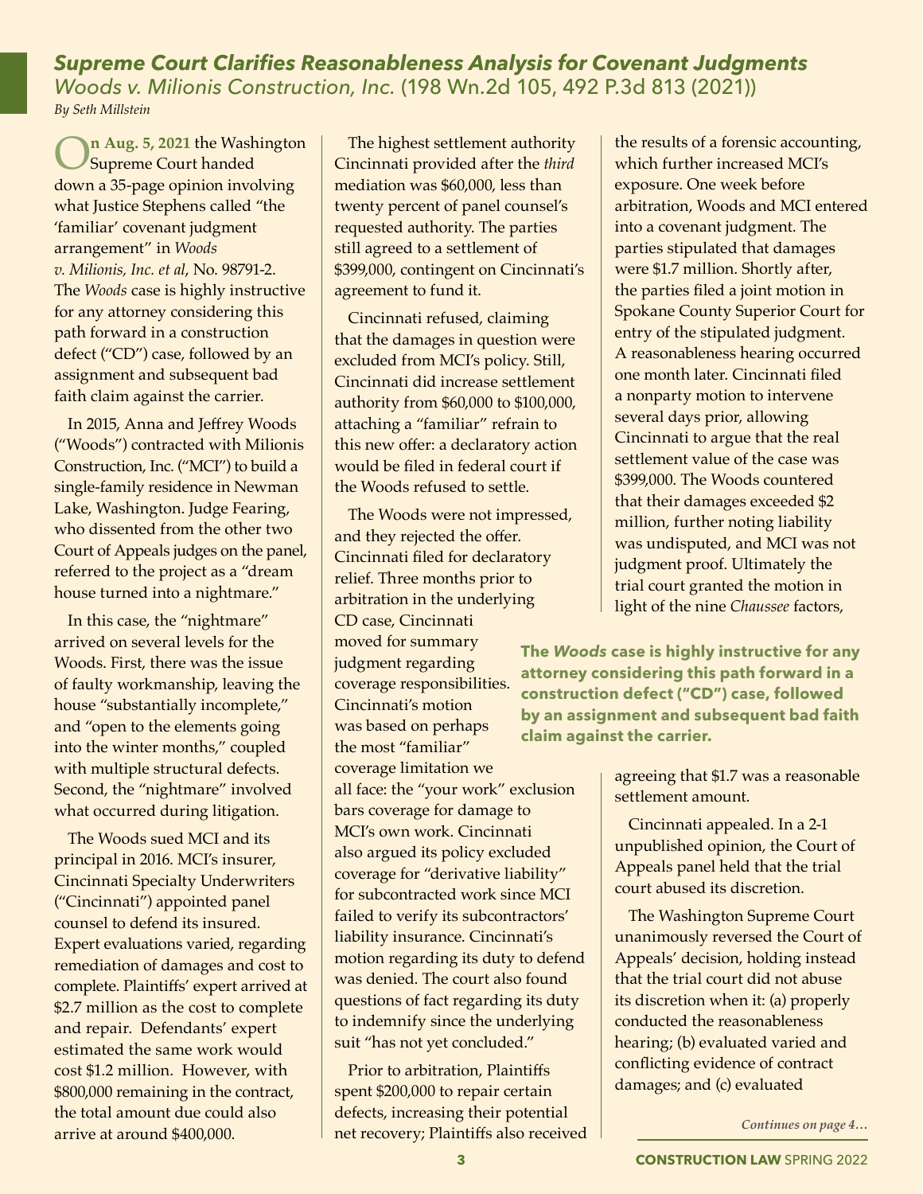## *Supreme Court Clarifies Reasonableness Analysis for Covenant Judgments*

*Woods v. Milionis Construction, Inc.* (198 Wn.2d 105, 492 P.3d 813 (2021))

*By Seth Millstein*

**On Aug. 5, 2021** the Washington Supreme Court handed down a 35-page opinion involving what Justice Stephens called "the 'familiar' covenant judgment arrangement" in *Woods v. Milionis, Inc. et al*, No. 98791-2. The *Woods* case is highly instructive for any attorney considering this path forward in a construction defect ("CD") case, followed by an assignment and subsequent bad faith claim against the carrier.

In 2015, Anna and Jeffrey Woods ("Woods") contracted with Milionis Construction, Inc. ("MCI") to build a single-family residence in Newman Lake, Washington. Judge Fearing, who dissented from the other two Court of Appeals judges on the panel, referred to the project as a "dream house turned into a nightmare."

In this case, the "nightmare" arrived on several levels for the Woods. First, there was the issue of faulty workmanship, leaving the house "substantially incomplete," and "open to the elements going into the winter months," coupled with multiple structural defects. Second, the "nightmare" involved what occurred during litigation.

The Woods sued MCI and its principal in 2016. MCI's insurer, Cincinnati Specialty Underwriters ("Cincinnati") appointed panel counsel to defend its insured. Expert evaluations varied, regarding remediation of damages and cost to complete. Plaintiffs' expert arrived at $2.7 million as the cost to complete and repair. Defendants' expert estimated the same work would cost $1.2 million. However, with $800,000 remaining in the contract, the total amount due could also arrive at around $400,000.

The highest settlement authority Cincinnati provided after the *third* mediation was $60,000, less than twenty percent of panel counsel's requested authority. The parties still agreed to a settlement of $399,000, contingent on Cincinnati's agreement to fund it.

Cincinnati refused, claiming that the damages in question were excluded from MCI's policy. Still, Cincinnati did increase settlement authority from $60,000 to $100,000, attaching a "familiar" refrain to this new offer: a declaratory action would be filed in federal court if the Woods refused to settle.

The Woods were not impressed, and they rejected the offer. Cincinnati filed for declaratory relief. Three months prior to arbitration in the underlying CD case, Cincinnati moved for summary judgment regarding coverage responsibilities. Cincinnati's motion was based on perhaps the most "familiar" coverage limitation we all face: the "your work" exclusion bars coverage for damage to MCI's own work. Cincinnati also argued its policy excluded coverage for "derivative liability" for subcontracted work since MCI failed to verify its subcontractors' liability insurance. Cincinnati's motion regarding its duty to defend was denied. The court also found questions of fact regarding its duty to indemnify since the underlying suit "has not yet concluded."

Prior to arbitration, Plaintiffs spent $200,000 to repair certain defects, increasing their potential net recovery; Plaintiffs also received the results of a forensic accounting, which further increased MCI's exposure. One week before arbitration, Woods and MCI entered into a covenant judgment. The parties stipulated that damages were $1.7 million. Shortly after, the parties filed a joint motion in Spokane County Superior Court for entry of the stipulated judgment. A reasonableness hearing occurred one month later. Cincinnati filed a nonparty motion to intervene several days prior, allowing Cincinnati to argue that the real settlement value of the case was $399,000. The Woods countered that their damages exceeded $2 million, further noting liability was undisputed, and MCI was not judgment proof. Ultimately the trial court granted the motion in light of the nine *Chaussee* factors, agreeing that $1.7 was a reasonable settlement amount.

> **The *Woods* case is highly instructive for any attorney considering this path forward in a construction defect ("CD") case, followed by an assignment and subsequent bad faith claim against the carrier.**

Cincinnati appealed. In a 2-1 unpublished opinion, the Court of Appeals panel held that the trial court abused its discretion.

The Washington Supreme Court unanimously reversed the Court of Appeals' decision, holding instead that the trial court did not abuse its discretion when it: (a) properly conducted the reasonableness hearing; (b) evaluated varied and conflicting evidence of contract damages; and (c) evaluated

*Continues on page 4…*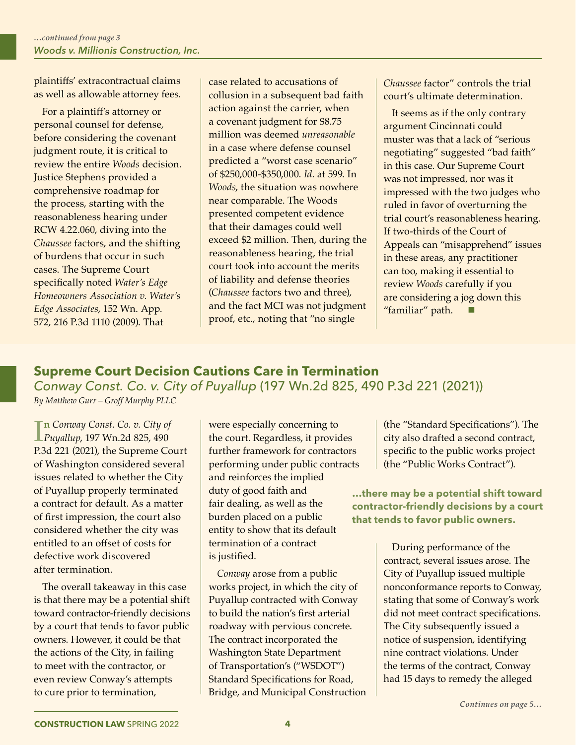*...continued from page 3*
*Woods v. Millionis Construction, Inc.*

plaintiffs' extracontractual claims as well as allowable attorney fees.

For a plaintiff's attorney or personal counsel for defense, before considering the covenant judgment route, it is critical to review the entire *Woods* decision. Justice Stephens provided a comprehensive roadmap for the process, starting with the reasonableness hearing under RCW 4.22.060, diving into the *Chaussee* factors, and the shifting of burdens that occur in such cases. The Supreme Court specifically noted *Water's Edge Homeowners Association v. Water's Edge Associates*, 152 Wn. App. 572, 216 P.3d 1110 (2009). That case related to accusations of collusion in a subsequent bad faith action against the carrier, when a covenant judgment for $8.75 million was deemed *unreasonable* in a case where defense counsel predicted a "worst case scenario" of $250,000-$350,000. *Id*. at 599. In *Woods*, the situation was nowhere near comparable. The Woods presented competent evidence that their damages could well exceed $2 million. Then, during the reasonableness hearing, the trial court took into account the merits of liability and defense theories (*Chaussee* factors two and three), and the fact MCI was not judgment proof, etc., noting that "no single *Chaussee* factor" controls the trial court's ultimate determination.

It seems as if the only contrary argument Cincinnati could muster was that a lack of "serious negotiating" suggested "bad faith" in this case. Our Supreme Court was not impressed, nor was it impressed with the two judges who ruled in favor of overturning the trial court's reasonableness hearing. If two-thirds of the Court of Appeals can "misapprehend" issues in these areas, any practitioner can too, making it essential to review *Woods* carefully if you are considering a jog down this "familiar" path. ■

## Supreme Court Decision Cautions Care in Termination

### *Conway Const. Co. v. City of Puyallup* (197 Wn.2d 825, 490 P.3d 221 (2021))

*By Matthew Gurr – Groff Murphy PLLC*

In *Conway Const. Co. v. City of Puyallup*, 197 Wn.2d 825, 490 P.3d 221 (2021), the Supreme Court of Washington considered several issues related to whether the City of Puyallup properly terminated a contract for default. As a matter of first impression, the court also considered whether the city was entitled to an offset of costs for defective work discovered after termination.

The overall takeaway in this case is that there may be a potential shift toward contractor-friendly decisions by a court that tends to favor public owners. However, it could be that the actions of the City, in failing to meet with the contractor, or even review Conway's attempts to cure prior to termination, were especially concerning to the court. Regardless, it provides further framework for contractors performing under public contracts and reinforces the implied duty of good faith and fair dealing, as well as the burden placed on a public entity to show that its default termination of a contract is justified.

*Conway* arose from a public works project, in which the city of Puyallup contracted with Conway to build the nation's first arterial roadway with pervious concrete. The contract incorporated the Washington State Department of Transportation's ("WSDOT") Standard Specifications for Road, Bridge, and Municipal Construction (the "Standard Specifications"). The city also drafted a second contract, specific to the public works project (the "Public Works Contract").

> **...there may be a potential shift toward contractor-friendly decisions by a court that tends to favor public owners.**

During performance of the contract, several issues arose. The City of Puyallup issued multiple nonconformance reports to Conway, stating that some of Conway's work did not meet contract specifications. The City subsequently issued a notice of suspension, identifying nine contract violations. Under the terms of the contract, Conway had 15 days to remedy the alleged

*Continues on page 5...*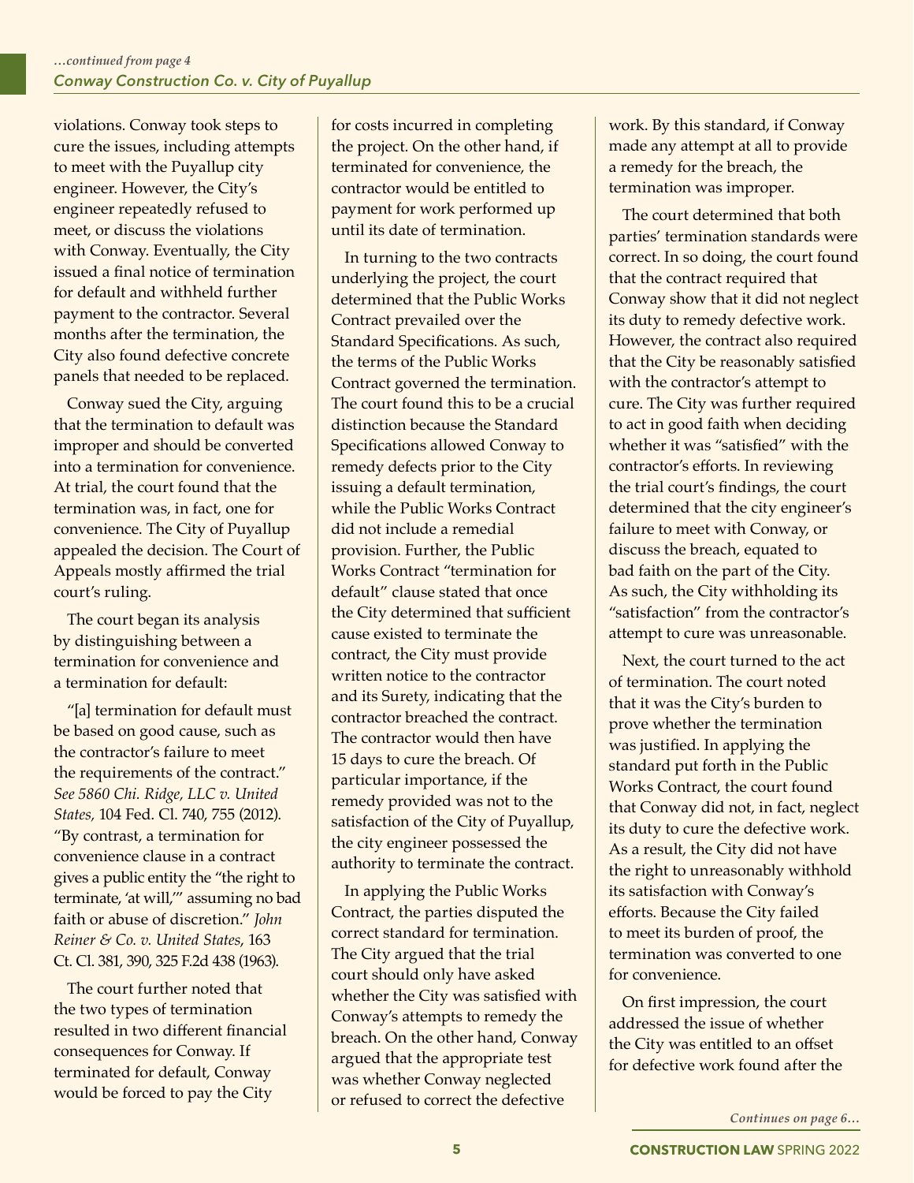*...continued from page 4*

*Conway Construction Co. v. City of Puyallup*

violations. Conway took steps to cure the issues, including attempts to meet with the Puyallup city engineer. However, the City's engineer repeatedly refused to meet, or discuss the violations with Conway. Eventually, the City issued a final notice of termination for default and withheld further payment to the contractor. Several months after the termination, the City also found defective concrete panels that needed to be replaced.

Conway sued the City, arguing that the termination to default was improper and should be converted into a termination for convenience. At trial, the court found that the termination was, in fact, one for convenience. The City of Puyallup appealed the decision. The Court of Appeals mostly affirmed the trial court's ruling.

The court began its analysis by distinguishing between a termination for convenience and a termination for default:

"[a] termination for default must be based on good cause, such as the contractor's failure to meet the requirements of the contract." *See 5860 Chi. Ridge, LLC v. United States,* 104 Fed. Cl. 740, 755 (2012). "By contrast, a termination for convenience clause in a contract gives a public entity the "the right to terminate, 'at will,'" assuming no bad faith or abuse of discretion." *John Reiner & Co. v. United States,* 163 Ct. Cl. 381, 390, 325 F.2d 438 (1963).

The court further noted that the two types of termination resulted in two different financial consequences for Conway. If terminated for default, Conway would be forced to pay the City for costs incurred in completing the project. On the other hand, if terminated for convenience, the contractor would be entitled to payment for work performed up until its date of termination.

In turning to the two contracts underlying the project, the court determined that the Public Works Contract prevailed over the Standard Specifications. As such, the terms of the Public Works Contract governed the termination. The court found this to be a crucial distinction because the Standard Specifications allowed Conway to remedy defects prior to the City issuing a default termination, while the Public Works Contract did not include a remedial provision. Further, the Public Works Contract "termination for default" clause stated that once the City determined that sufficient cause existed to terminate the contract, the City must provide written notice to the contractor and its Surety, indicating that the contractor breached the contract. The contractor would then have 15 days to cure the breach. Of particular importance, if the remedy provided was not to the satisfaction of the City of Puyallup, the city engineer possessed the authority to terminate the contract.

In applying the Public Works Contract, the parties disputed the correct standard for termination. The City argued that the trial court should only have asked whether the City was satisfied with Conway's attempts to remedy the breach. On the other hand, Conway argued that the appropriate test was whether Conway neglected or refused to correct the defective work. By this standard, if Conway made any attempt at all to provide a remedy for the breach, the termination was improper.

The court determined that both parties' termination standards were correct. In so doing, the court found that the contract required that Conway show that it did not neglect its duty to remedy defective work. However, the contract also required that the City be reasonably satisfied with the contractor's attempt to cure. The City was further required to act in good faith when deciding whether it was "satisfied" with the contractor's efforts. In reviewing the trial court's findings, the court determined that the city engineer's failure to meet with Conway, or discuss the breach, equated to bad faith on the part of the City. As such, the City withholding its "satisfaction" from the contractor's attempt to cure was unreasonable.

Next, the court turned to the act of termination. The court noted that it was the City's burden to prove whether the termination was justified. In applying the standard put forth in the Public Works Contract, the court found that Conway did not, in fact, neglect its duty to cure the defective work. As a result, the City did not have the right to unreasonably withhold its satisfaction with Conway's efforts. Because the City failed to meet its burden of proof, the termination was converted to one for convenience.

On first impression, the court addressed the issue of whether the City was entitled to an offset for defective work found after the

*Continues on page 6...*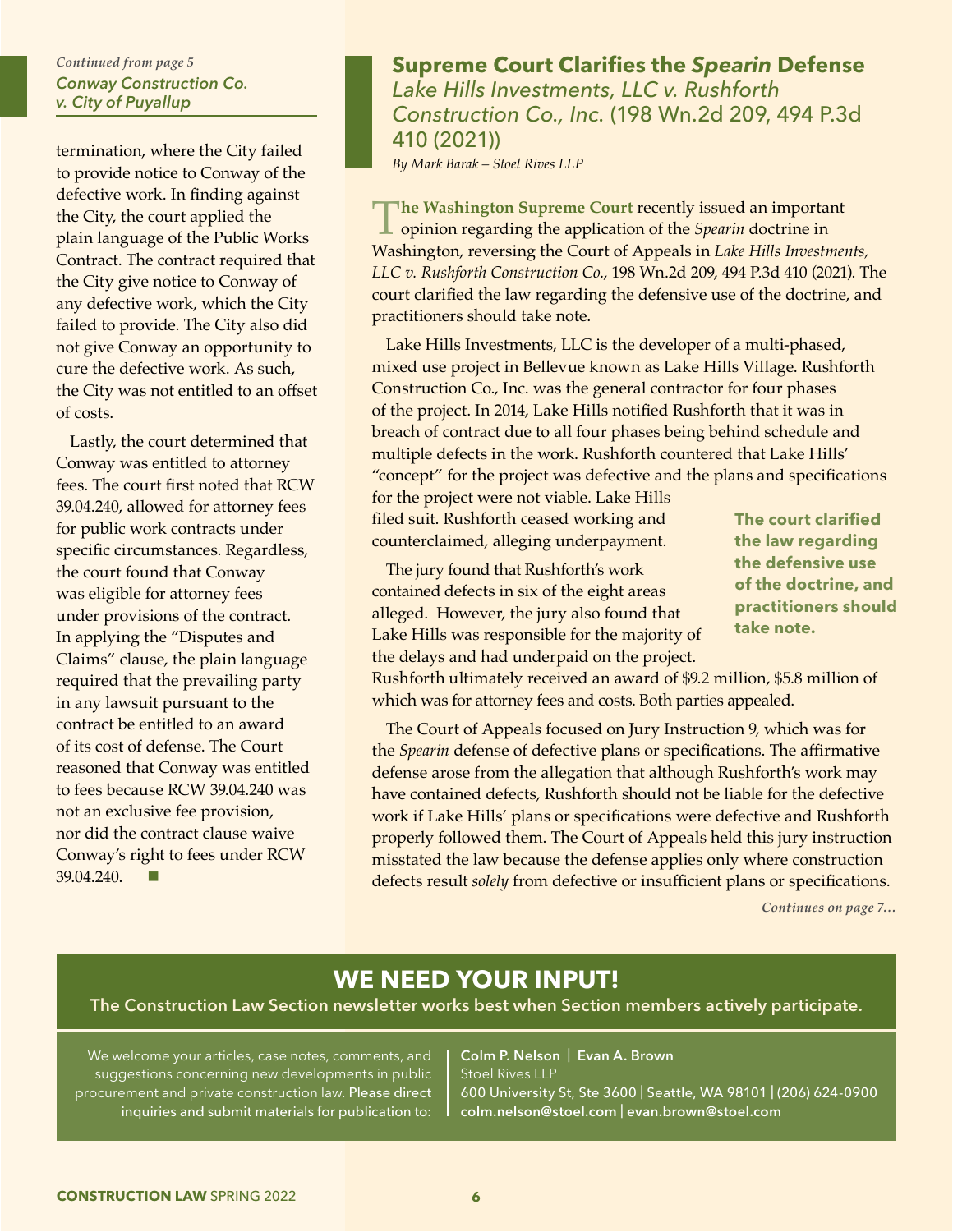*Continued from page 5*

### *Conway Construction Co. v. City of Puyallup*

termination, where the City failed to provide notice to Conway of the defective work. In finding against the City, the court applied the plain language of the Public Works Contract. The contract required that the City give notice to Conway of any defective work, which the City failed to provide. The City also did not give Conway an opportunity to cure the defective work. As such, the City was not entitled to an offset of costs.

Lastly, the court determined that Conway was entitled to attorney fees. The court first noted that RCW 39.04.240, allowed for attorney fees for public work contracts under specific circumstances. Regardless, the court found that Conway was eligible for attorney fees under provisions of the contract. In applying the "Disputes and Claims" clause, the plain language required that the prevailing party in any lawsuit pursuant to the contract be entitled to an award of its cost of defense. The Court reasoned that Conway was entitled to fees because RCW 39.04.240 was not an exclusive fee provision, nor did the contract clause waive Conway's right to fees under RCW 39.04.240. ■

## Supreme Court Clarifies the *Spearin* Defense

### *Lake Hills Investments, LLC v. Rushforth Construction Co., Inc.* (198 Wn.2d 209, 494 P.3d 410 (2021))

*By Mark Barak – Stoel Rives LLP*

**The Washington Supreme Court** recently issued an important opinion regarding the application of the *Spearin* doctrine in Washington, reversing the Court of Appeals in *Lake Hills Investments, LLC v. Rushforth Construction Co.*, 198 Wn.2d 209, 494 P.3d 410 (2021). The court clarified the law regarding the defensive use of the doctrine, and practitioners should take note.

Lake Hills Investments, LLC is the developer of a multi-phased, mixed use project in Bellevue known as Lake Hills Village. Rushforth Construction Co., Inc. was the general contractor for four phases of the project. In 2014, Lake Hills notified Rushforth that it was in breach of contract due to all four phases being behind schedule and multiple defects in the work. Rushforth countered that Lake Hills' "concept" for the project was defective and the plans and specifications for the project were not viable. Lake Hills filed suit. Rushforth ceased working and counterclaimed, alleging underpayment.

**The court clarified the law regarding the defensive use of the doctrine, and practitioners should take note.**

The jury found that Rushforth's work contained defects in six of the eight areas alleged. However, the jury also found that Lake Hills was responsible for the majority of the delays and had underpaid on the project. Rushforth ultimately received an award of $9.2 million, $5.8 million of which was for attorney fees and costs. Both parties appealed.

The Court of Appeals focused on Jury Instruction 9, which was for the *Spearin* defense of defective plans or specifications. The affirmative defense arose from the allegation that although Rushforth's work may have contained defects, Rushforth should not be liable for the defective work if Lake Hills' plans or specifications were defective and Rushforth properly followed them. The Court of Appeals held this jury instruction misstated the law because the defense applies only where construction defects result *solely* from defective or insufficient plans or specifications.

*Continues on page 7…*

## WE NEED YOUR INPUT!

**The Construction Law Section newsletter works best when Section members actively participate.**

We welcome your articles, case notes, comments, and suggestions concerning new developments in public procurement and private construction law. Please direct inquiries and submit materials for publication to:

**Colm P. Nelson | Evan A. Brown**
Stoel Rives LLP
600 University St, Ste 3600 | Seattle, WA 98101 | (206) 624-0900
**colm.nelson@stoel.com | evan.brown@stoel.com**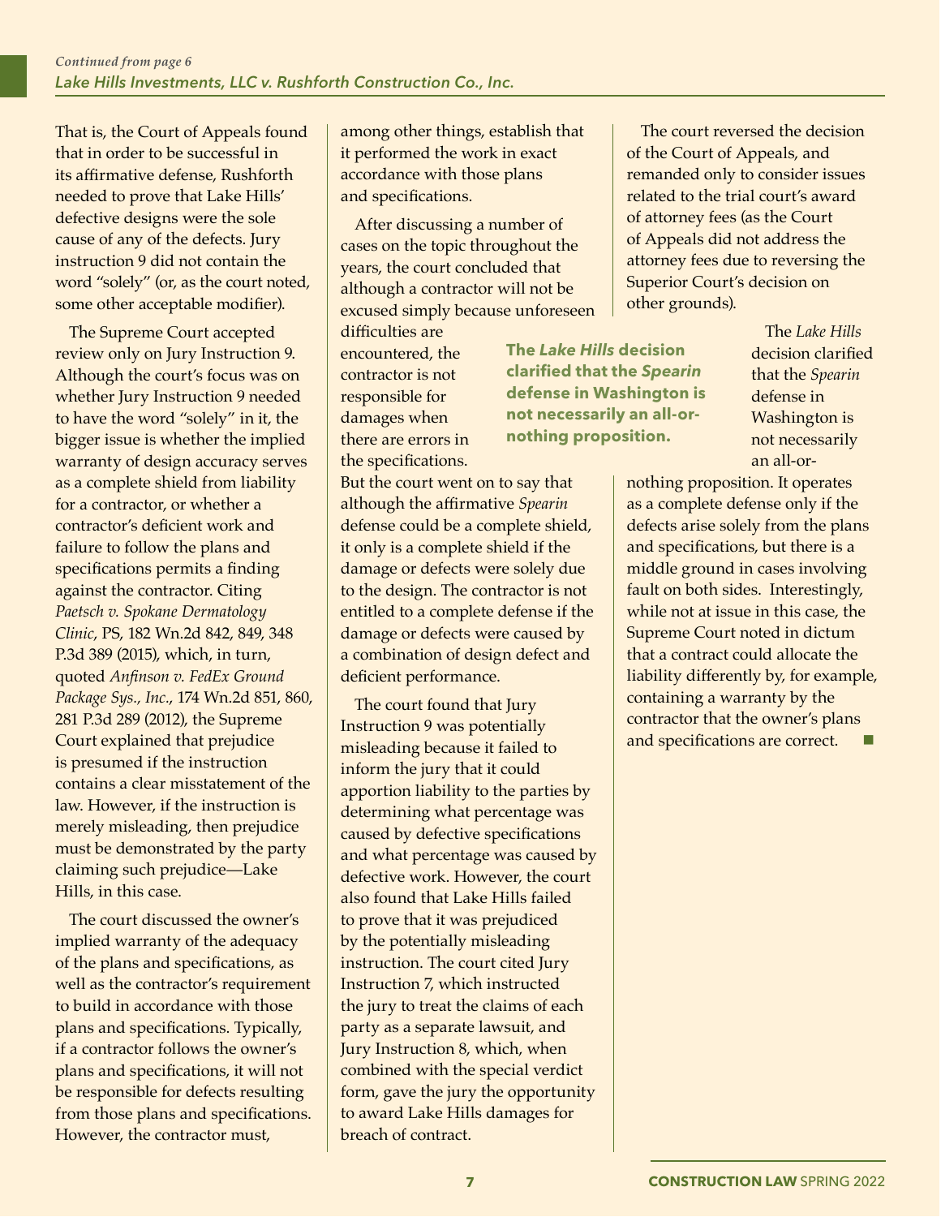*Continued from page 6*

*Lake Hills Investments, LLC v. Rushforth Construction Co., Inc.*

That is, the Court of Appeals found that in order to be successful in its affirmative defense, Rushforth needed to prove that Lake Hills' defective designs were the sole cause of any of the defects. Jury instruction 9 did not contain the word "solely" (or, as the court noted, some other acceptable modifier).

The Supreme Court accepted review only on Jury Instruction 9. Although the court's focus was on whether Jury Instruction 9 needed to have the word "solely" in it, the bigger issue is whether the implied warranty of design accuracy serves as a complete shield from liability for a contractor, or whether a contractor's deficient work and failure to follow the plans and specifications permits a finding against the contractor. Citing *Paetsch v. Spokane Dermatology Clinic*, PS, 182 Wn.2d 842, 849, 348 P.3d 389 (2015), which, in turn, quoted *Anfinson v. FedEx Ground Package Sys., Inc.*, 174 Wn.2d 851, 860, 281 P.3d 289 (2012), the Supreme Court explained that prejudice is presumed if the instruction contains a clear misstatement of the law. However, if the instruction is merely misleading, then prejudice must be demonstrated by the party claiming such prejudice—Lake Hills, in this case.

The court discussed the owner's implied warranty of the adequacy of the plans and specifications, as well as the contractor's requirement to build in accordance with those plans and specifications. Typically, if a contractor follows the owner's plans and specifications, it will not be responsible for defects resulting from those plans and specifications. However, the contractor must, among other things, establish that it performed the work in exact accordance with those plans and specifications.

After discussing a number of cases on the topic throughout the years, the court concluded that although a contractor will not be excused simply because unforeseen difficulties are encountered, the contractor is not responsible for damages when there are errors in the specifications. But the court went on to say that although the affirmative *Spearin* defense could be a complete shield, it only is a complete shield if the damage or defects were solely due to the design. The contractor is not entitled to a complete defense if the damage or defects were caused by a combination of design defect and deficient performance.

The court found that Jury Instruction 9 was potentially misleading because it failed to inform the jury that it could apportion liability to the parties by determining what percentage was caused by defective specifications and what percentage was caused by defective work. However, the court also found that Lake Hills failed to prove that it was prejudiced by the potentially misleading instruction. The court cited Jury Instruction 7, which instructed the jury to treat the claims of each party as a separate lawsuit, and Jury Instruction 8, which, when combined with the special verdict form, gave the jury the opportunity to award Lake Hills damages for breach of contract.

The court reversed the decision of the Court of Appeals, and remanded only to consider issues related to the trial court's award of attorney fees (as the Court of Appeals did not address the attorney fees due to reversing the Superior Court's decision on other grounds).

> **The *Lake Hills* decision clarified that the *Spearin* defense in Washington is not necessarily an all-or-nothing proposition.**

The *Lake Hills* decision clarified that the *Spearin* defense in Washington is not necessarily an all-or-nothing proposition. It operates as a complete defense only if the defects arise solely from the plans and specifications, but there is a middle ground in cases involving fault on both sides. Interestingly, while not at issue in this case, the Supreme Court noted in dictum that a contract could allocate the liability differently by, for example, containing a warranty by the contractor that the owner's plans and specifications are correct. ■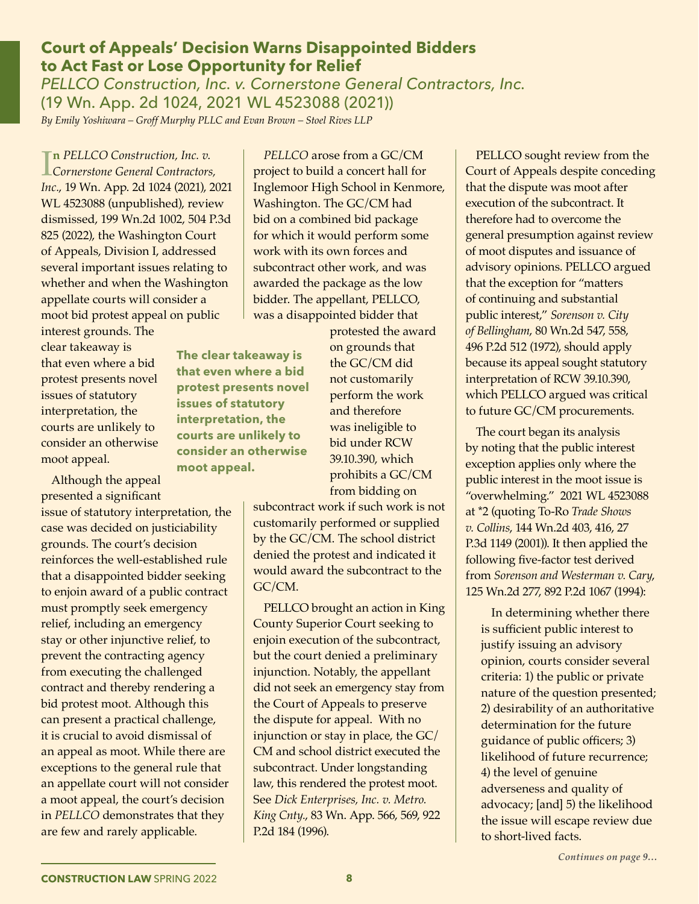## Court of Appeals' Decision Warns Disappointed Bidders to Act Fast or Lose Opportunity for Relief

*PELLCO Construction, Inc. v. Cornerstone General Contractors, Inc.* (19 Wn. App. 2d 1024, 2021 WL 4523088 (2021))

*By Emily Yoshiwara – Groff Murphy PLLC and Evan Brown – Stoel Rives LLP*

In *PELLCO Construction, Inc. v. Cornerstone General Contractors, Inc.*, 19 Wn. App. 2d 1024 (2021), 2021 WL 4523088 (unpublished), review dismissed, 199 Wn.2d 1002, 504 P.3d 825 (2022), the Washington Court of Appeals, Division I, addressed several important issues relating to whether and when the Washington appellate courts will consider a moot bid protest appeal on public interest grounds. The clear takeaway is that even where a bid protest presents novel issues of statutory interpretation, the courts are unlikely to consider an otherwise moot appeal.

**The clear takeaway is that even where a bid protest presents novel issues of statutory interpretation, the courts are unlikely to consider an otherwise moot appeal.**

Although the appeal presented a significant issue of statutory interpretation, the case was decided on justiciability grounds. The court's decision reinforces the well-established rule that a disappointed bidder seeking to enjoin award of a public contract must promptly seek emergency relief, including an emergency stay or other injunctive relief, to prevent the contracting agency from executing the challenged contract and thereby rendering a bid protest moot. Although this can present a practical challenge, it is crucial to avoid dismissal of an appeal as moot. While there are exceptions to the general rule that an appellate court will not consider a moot appeal, the court's decision in *PELLCO* demonstrates that they are few and rarely applicable.

*PELLCO* arose from a GC/CM project to build a concert hall for Inglemoor High School in Kenmore, Washington. The GC/CM had bid on a combined bid package for which it would perform some work with its own forces and subcontract other work, and was awarded the package as the low bidder. The appellant, PELLCO, was a disappointed bidder that protested the award on grounds that the GC/CM did not customarily perform the work and therefore was ineligible to bid under RCW 39.10.390, which prohibits a GC/CM from bidding on subcontract work if such work is not customarily performed or supplied by the GC/CM. The school district denied the protest and indicated it would award the subcontract to the GC/CM.

PELLCO brought an action in King County Superior Court seeking to enjoin execution of the subcontract, but the court denied a preliminary injunction. Notably, the appellant did not seek an emergency stay from the Court of Appeals to preserve the dispute for appeal. With no injunction or stay in place, the GC/CM and school district executed the subcontract. Under longstanding law, this rendered the protest moot. See *Dick Enterprises, Inc. v. Metro. King Cnty.*, 83 Wn. App. 566, 569, 922 P.2d 184 (1996).

PELLCO sought review from the Court of Appeals despite conceding that the dispute was moot after execution of the subcontract. It therefore had to overcome the general presumption against review of moot disputes and issuance of advisory opinions. PELLCO argued that the exception for "matters of continuing and substantial public interest," *Sorenson v. City of Bellingham*, 80 Wn.2d 547, 558, 496 P.2d 512 (1972), should apply because its appeal sought statutory interpretation of RCW 39.10.390, which PELLCO argued was critical to future GC/CM procurements.

The court began its analysis by noting that the public interest exception applies only where the public interest in the moot issue is "overwhelming." 2021 WL 4523088 at *2 (quoting To-Ro *Trade Shows v. Collins*, 144 Wn.2d 403, 416, 27 P.3d 1149 (2001)). It then applied the following five-factor test derived from *Sorenson and Westerman v. Cary*, 125 Wn.2d 277, 892 P.2d 1067 (1994):

> In determining whether there is sufficient public interest to justify issuing an advisory opinion, courts consider several criteria: 1) the public or private nature of the question presented; 2) desirability of an authoritative determination for the future guidance of public officers; 3) likelihood of future recurrence; 4) the level of genuine adverseness and quality of advocacy; [and] 5) the likelihood the issue will escape review due to short-lived facts.

*Continues on page 9…*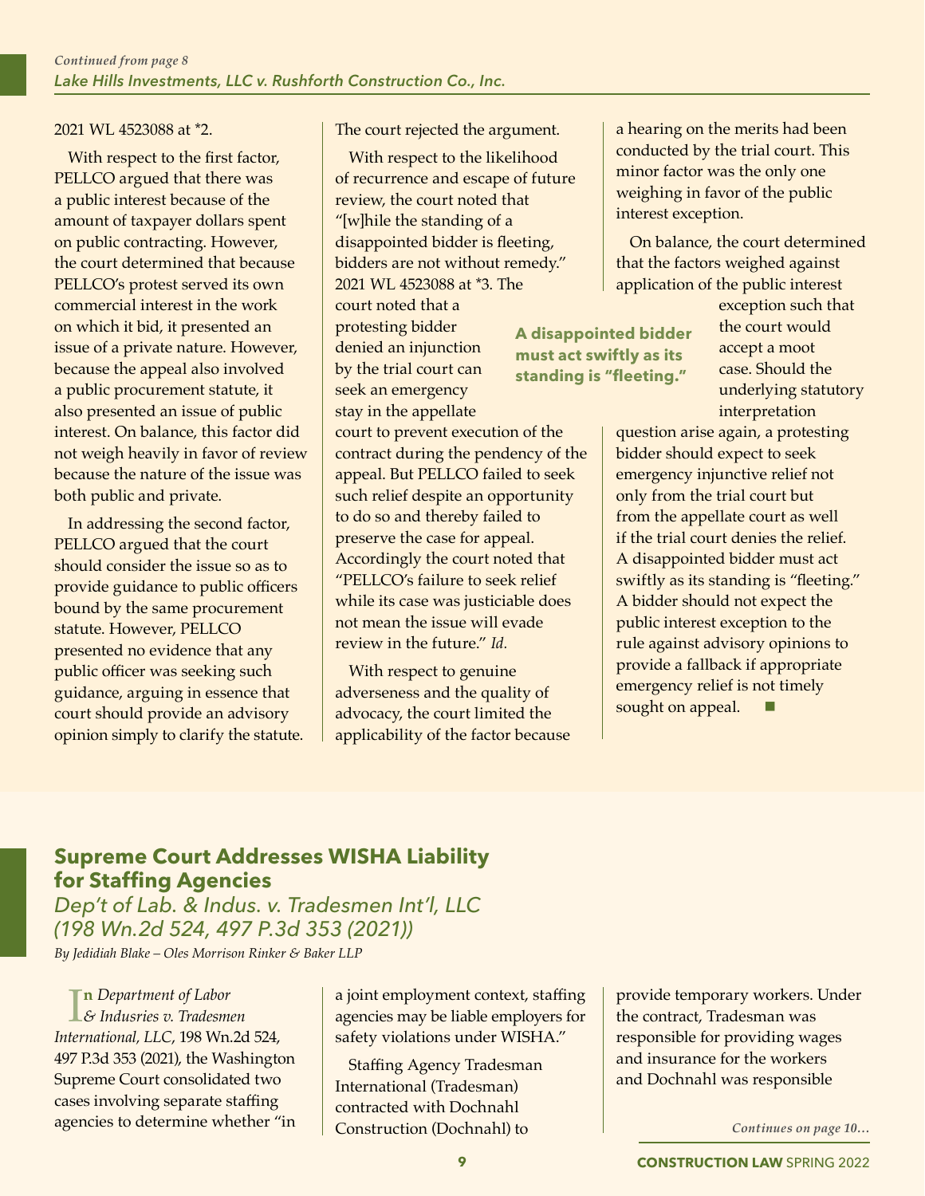*Continued from page 8*

*Lake Hills Investments, LLC v. Rushforth Construction Co., Inc.*

2021 WL 4523088 at *2.

With respect to the first factor, PELLCO argued that there was a public interest because of the amount of taxpayer dollars spent on public contracting. However, the court determined that because PELLCO's protest served its own commercial interest in the work on which it bid, it presented an issue of a private nature. However, because the appeal also involved a public procurement statute, it also presented an issue of public interest. On balance, this factor did not weigh heavily in favor of review because the nature of the issue was both public and private.

In addressing the second factor, PELLCO argued that the court should consider the issue so as to provide guidance to public officers bound by the same procurement statute. However, PELLCO presented no evidence that any public officer was seeking such guidance, arguing in essence that court should provide an advisory opinion simply to clarify the statute. The court rejected the argument.

With respect to the likelihood of recurrence and escape of future review, the court noted that "[w]hile the standing of a disappointed bidder is fleeting, bidders are not without remedy." 2021 WL 4523088 at *3. The court noted that a protesting bidder denied an injunction by the trial court can seek an emergency stay in the appellate court to prevent execution of the contract during the pendency of the appeal. But PELLCO failed to seek such relief despite an opportunity to do so and thereby failed to preserve the case for appeal. Accordingly the court noted that "PELLCO's failure to seek relief while its case was justiciable does not mean the issue will evade review in the future." *Id.*

**A disappointed bidder must act swiftly as its standing is "fleeting."**

With respect to genuine adverseness and the quality of advocacy, the court limited the applicability of the factor because a hearing on the merits had been conducted by the trial court. This minor factor was the only one weighing in favor of the public interest exception.

On balance, the court determined that the factors weighed against application of the public interest exception such that the court would accept a moot case. Should the underlying statutory interpretation question arise again, a protesting bidder should expect to seek emergency injunctive relief not only from the trial court but from the appellate court as well if the trial court denies the relief. A disappointed bidder must act swiftly as its standing is "fleeting." A bidder should not expect the public interest exception to the rule against advisory opinions to provide a fallback if appropriate emergency relief is not timely sought on appeal. ■

## Supreme Court Addresses WISHA Liability for Staffing Agencies

*Dep't of Lab. & Indus. v. Tradesmen Int'l, LLC (198 Wn.2d 524, 497 P.3d 353 (2021))*

*By Jedidiah Blake – Oles Morrison Rinker & Baker LLP*

In *Department of Labor & Indusries v. Tradesmen International, LLC*, 198 Wn.2d 524, 497 P.3d 353 (2021), the Washington Supreme Court consolidated two cases involving separate staffing agencies to determine whether "in a joint employment context, staffing agencies may be liable employers for safety violations under WISHA."

Staffing Agency Tradesman International (Tradesman) contracted with Dochnahl Construction (Dochnahl) to provide temporary workers. Under the contract, Tradesman was responsible for providing wages and insurance for the workers and Dochnahl was responsible

*Continues on page 10…*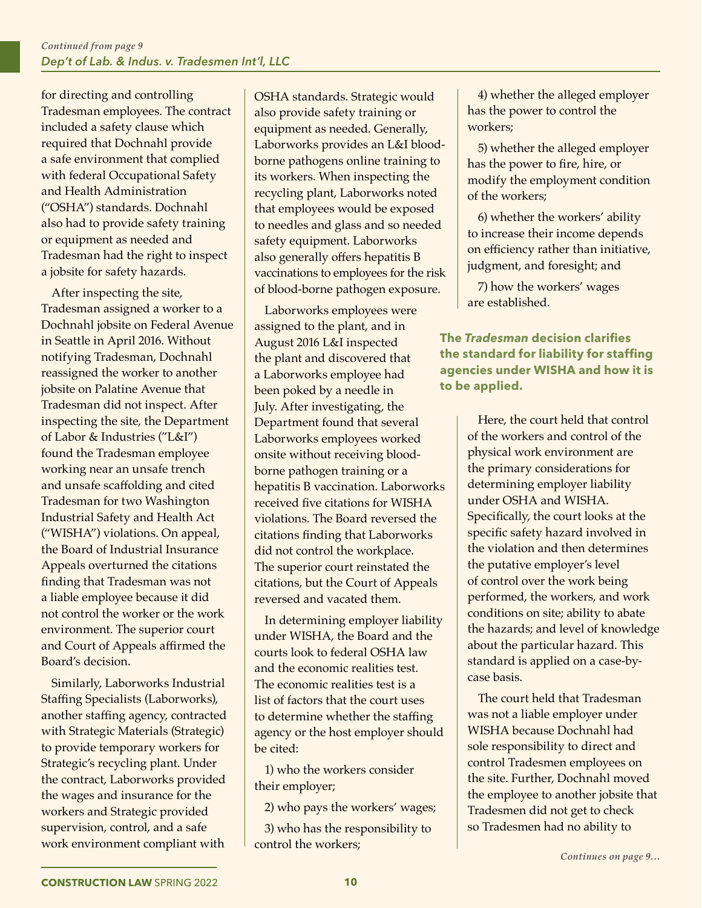*Continued from page 9*

*Dep't of Lab. & Indus. v. Tradesmen Int'l, LLC*

for directing and controlling Tradesman employees. The contract included a safety clause which required that Dochnahl provide a safe environment that complied with federal Occupational Safety and Health Administration ("OSHA") standards. Dochnahl also had to provide safety training or equipment as needed and Tradesman had the right to inspect a jobsite for safety hazards.

After inspecting the site, Tradesman assigned a worker to a Dochnahl jobsite on Federal Avenue in Seattle in April 2016. Without notifying Tradesman, Dochnahl reassigned the worker to another jobsite on Palatine Avenue that Tradesman did not inspect. After inspecting the site, the Department of Labor & Industries ("L&I") found the Tradesman employee working near an unsafe trench and unsafe scaffolding and cited Tradesman for two Washington Industrial Safety and Health Act ("WISHA") violations. On appeal, the Board of Industrial Insurance Appeals overturned the citations finding that Tradesman was not a liable employee because it did not control the worker or the work environment. The superior court and Court of Appeals affirmed the Board's decision.

Similarly, Laborworks Industrial Staffing Specialists (Laborworks), another staffing agency, contracted with Strategic Materials (Strategic) to provide temporary workers for Strategic's recycling plant. Under the contract, Laborworks provided the wages and insurance for the workers and Strategic provided supervision, control, and a safe work environment compliant with OSHA standards. Strategic would also provide safety training or equipment as needed. Generally, Laborworks provides an L&I blood-borne pathogens online training to its workers. When inspecting the recycling plant, Laborworks noted that employees would be exposed to needles and glass and so needed safety equipment. Laborworks also generally offers hepatitis B vaccinations to employees for the risk of blood-borne pathogen exposure.

Laborworks employees were assigned to the plant, and in August 2016 L&I inspected the plant and discovered that a Laborworks employee had been poked by a needle in July. After investigating, the Department found that several Laborworks employees worked onsite without receiving blood-borne pathogen training or a hepatitis B vaccination. Laborworks received five citations for WISHA violations. The Board reversed the citations finding that Laborworks did not control the workplace. The superior court reinstated the citations, but the Court of Appeals reversed and vacated them.

In determining employer liability under WISHA, the Board and the courts look to federal OSHA law and the economic realities test. The economic realities test is a list of factors that the court uses to determine whether the staffing agency or the host employer should be cited:

1) who the workers consider their employer;

2) who pays the workers' wages;

3) who has the responsibility to control the workers;

4) whether the alleged employer has the power to control the workers;

5) whether the alleged employer has the power to fire, hire, or modify the employment condition of the workers;

6) whether the workers' ability to increase their income depends on efficiency rather than initiative, judgment, and foresight; and

7) how the workers' wages are established.

**The *Tradesman* decision clarifies the standard for liability for staffing agencies under WISHA and how it is to be applied.**

Here, the court held that control of the workers and control of the physical work environment are the primary considerations for determining employer liability under OSHA and WISHA. Specifically, the court looks at the specific safety hazard involved in the violation and then determines the putative employer's level of control over the work being performed, the workers, and work conditions on site; ability to abate the hazards; and level of knowledge about the particular hazard. This standard is applied on a case-by-case basis.

The court held that Tradesman was not a liable employer under WISHA because Dochnahl had sole responsibility to direct and control Tradesmen employees on the site. Further, Dochnahl moved the employee to another jobsite that Tradesmen did not get to check so Tradesmen had no ability to

*Continues on page 9...*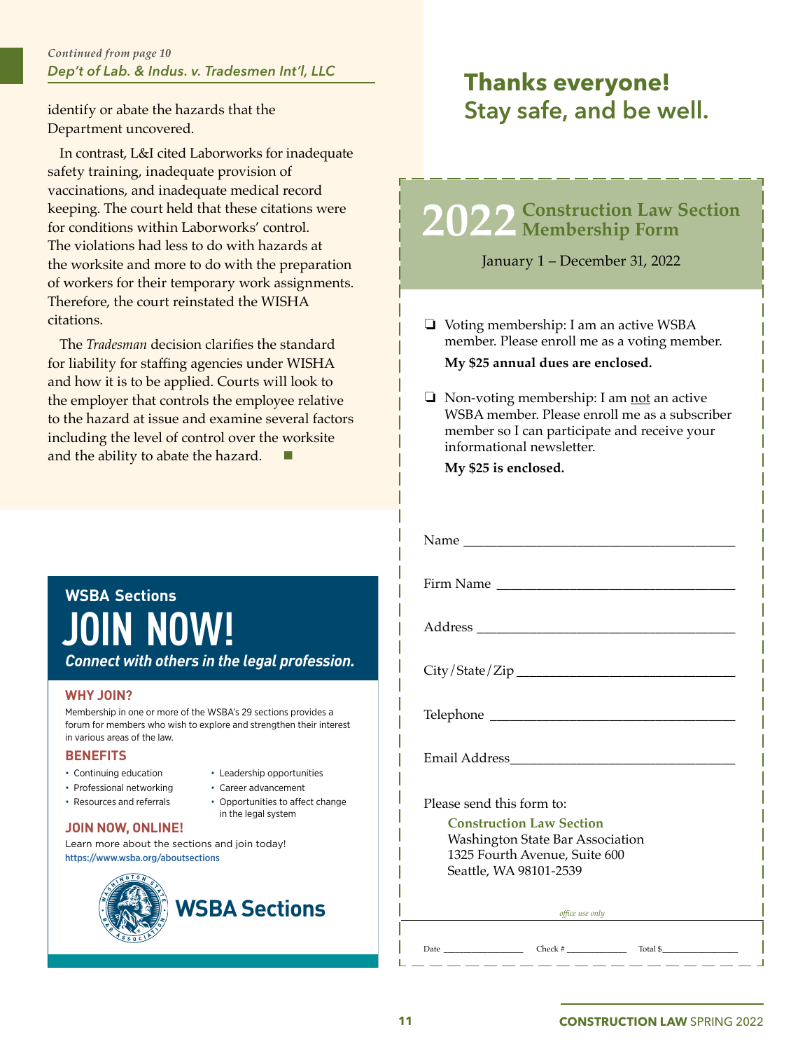*Continued from page 10*

*Dep't of Lab. & Indus. v. Tradesmen Int'l, LLC*

identify or abate the hazards that the Department uncovered.

In contrast, L&I cited Laborworks for inadequate safety training, inadequate provision of vaccinations, and inadequate medical record keeping. The court held that these citations were for conditions within Laborworks' control. The violations had less to do with hazards at the worksite and more to do with the preparation of workers for their temporary work assignments. Therefore, the court reinstated the WISHA citations.

The *Tradesman* decision clarifies the standard for liability for staffing agencies under WISHA and how it is to be applied. Courts will look to the employer that controls the employee relative to the hazard at issue and examine several factors including the level of control over the worksite and the ability to abate the hazard. ■

## WSBA Sections

# JOIN NOW!

***Connect with others in the legal profession.***

### WHY JOIN?

Membership in one or more of the WSBA's 29 sections provides a forum for members who wish to explore and strengthen their interest in various areas of the law.

### BENEFITS

- Continuing education
- Professional networking
- Resources and referrals
- Leadership opportunities
- Career advancement
- Opportunities to affect change in the legal system

### JOIN NOW, ONLINE!

Learn more about the sections and join today!
https://www.wsba.org/aboutsections

**WSBA Sections**

## Thanks everyone! Stay safe, and be well.

## 2022 Construction Law Section Membership Form

January 1 – December 31, 2022

❏ Voting membership: I am an active WSBA member. Please enroll me as a voting member.
**My $25 annual dues are enclosed.**

❏ Non-voting membership: I am not an active WSBA member. Please enroll me as a subscriber member so I can participate and receive your informational newsletter.
**My $25 is enclosed.**

Name ______________________________________

Firm Name __________________________________

Address ____________________________________

City/State/Zip ________________________________

Telephone ___________________________________

Email Address________________________________

Please send this form to:

**Construction Law Section**
Washington State Bar Association
1325 Fourth Avenue, Suite 600
Seattle, WA 98101-2539

*office use only*

Date ________________ Check # ____________ Total $________________